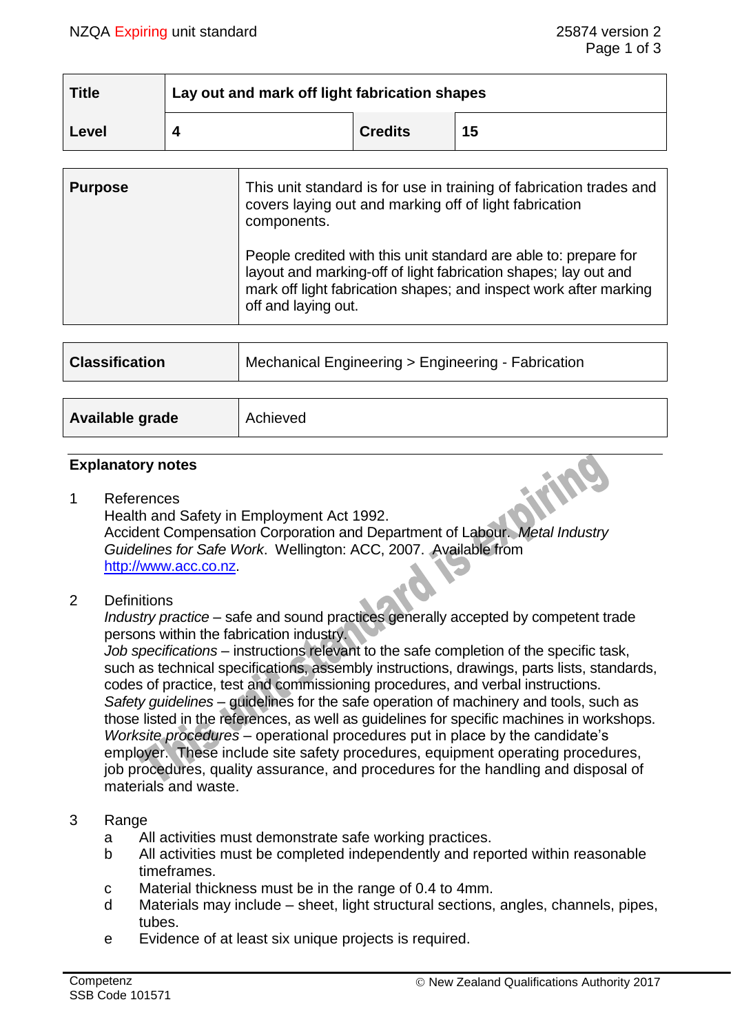| Title | Lay out and mark off light fabrication shapes | | |
|---|---|---|---|
| Level | 4 | Credits | 15 |

| Purpose | This unit standard is for use in training of fabrication trades and covers laying out and marking off of light fabrication components.<br><br>People credited with this unit standard are able to: prepare for layout and marking-off of light fabrication shapes; lay out and mark off light fabrication shapes; and inspect work after marking off and laying out. |
|---|---|

| Classification | Mechanical Engineering > Engineering - Fabrication |
|---|---|

| Available grade | Achieved |
|---|---|

## Explanatory notes

1 References
Health and Safety in Employment Act 1992.
Accident Compensation Corporation and Department of Labour. *Metal Industry Guidelines for Safe Work*. Wellington: ACC, 2007. Available from http://www.acc.co.nz.

2 Definitions
*Industry practice* – safe and sound practices generally accepted by competent trade persons within the fabrication industry.
*Job specifications* – instructions relevant to the safe completion of the specific task, such as technical specifications, assembly instructions, drawings, parts lists, standards, codes of practice, test and commissioning procedures, and verbal instructions.
*Safety guidelines* – guidelines for the safe operation of machinery and tools, such as those listed in the references, as well as guidelines for specific machines in workshops.
*Worksite procedures* – operational procedures put in place by the candidate's employer. These include site safety procedures, equipment operating procedures, job procedures, quality assurance, and procedures for the handling and disposal of materials and waste.

3 Range
a All activities must demonstrate safe working practices.
b All activities must be completed independently and reported within reasonable timeframes.
c Material thickness must be in the range of 0.4 to 4mm.
d Materials may include – sheet, light structural sections, angles, channels, pipes, tubes.
e Evidence of at least six unique projects is required.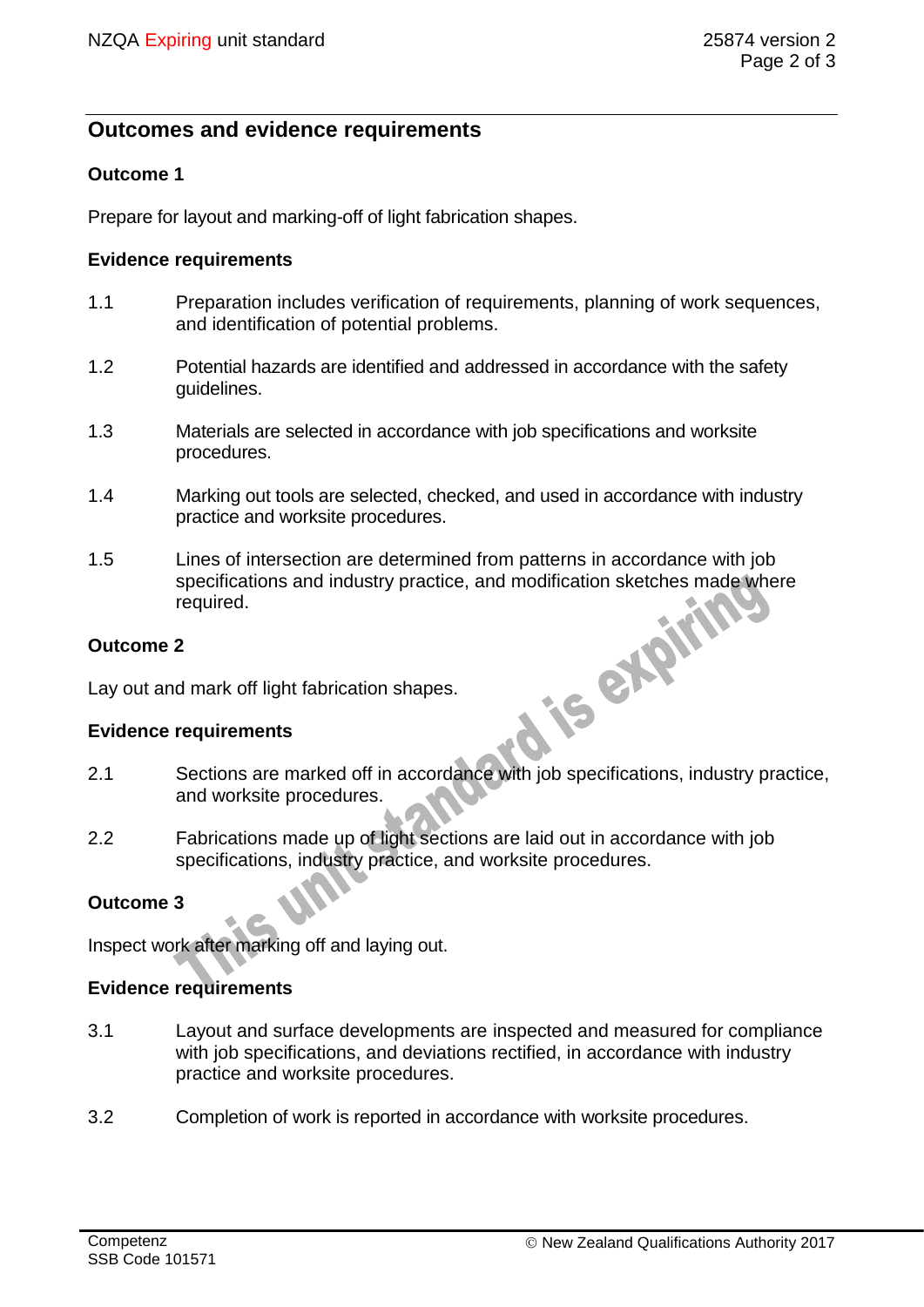## Outcomes and evidence requirements

### Outcome 1

Prepare for layout and marking-off of light fabrication shapes.

#### Evidence requirements

1.1 Preparation includes verification of requirements, planning of work sequences, and identification of potential problems.

1.2 Potential hazards are identified and addressed in accordance with the safety guidelines.

1.3 Materials are selected in accordance with job specifications and worksite procedures.

1.4 Marking out tools are selected, checked, and used in accordance with industry practice and worksite procedures.

1.5 Lines of intersection are determined from patterns in accordance with job specifications and industry practice, and modification sketches made where required.

### Outcome 2

Lay out and mark off light fabrication shapes.

#### Evidence requirements

2.1 Sections are marked off in accordance with job specifications, industry practice, and worksite procedures.

2.2 Fabrications made up of light sections are laid out in accordance with job specifications, industry practice, and worksite procedures.

### Outcome 3

Inspect work after marking off and laying out.

#### Evidence requirements

3.1 Layout and surface developments are inspected and measured for compliance with job specifications, and deviations rectified, in accordance with industry practice and worksite procedures.

3.2 Completion of work is reported in accordance with worksite procedures.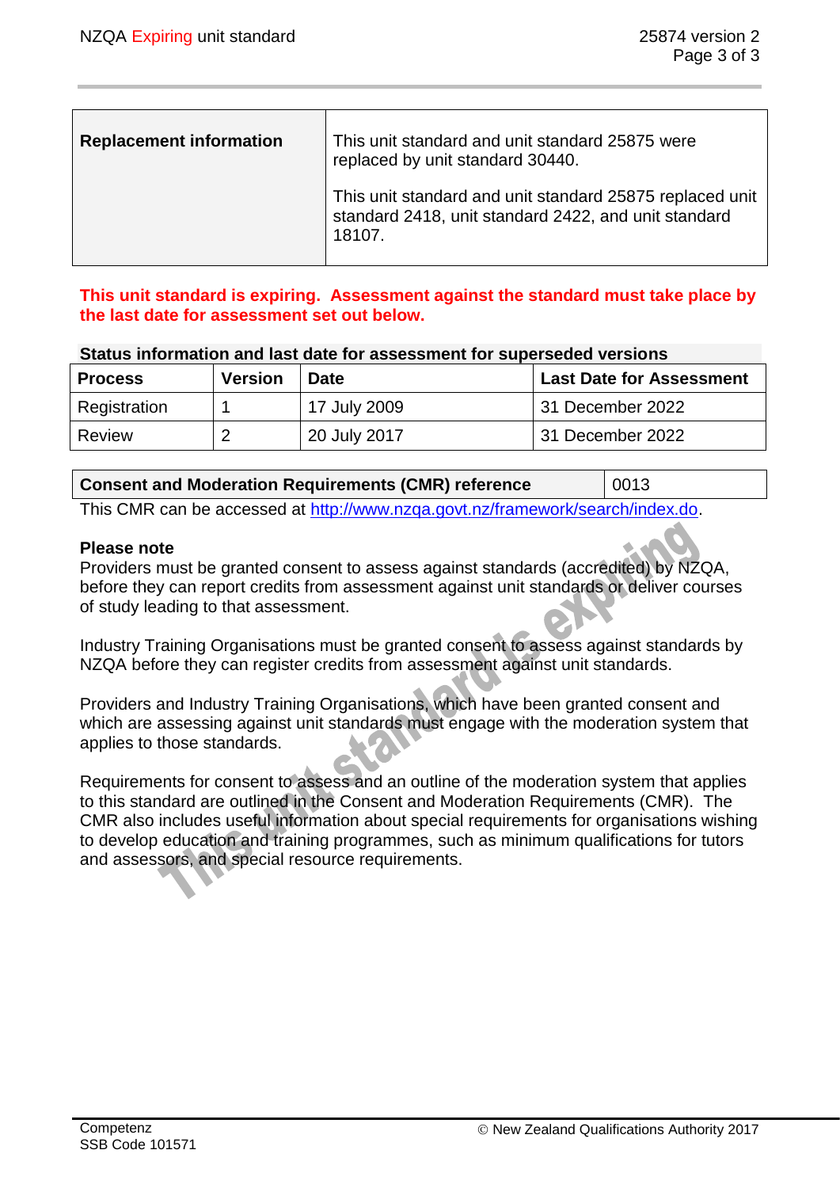| Replacement information | This unit standard and unit standard 25875 were replaced by unit standard 30440.<br><br>This unit standard and unit standard 25875 replaced unit standard 2418, unit standard 2422, and unit standard 18107. |
|---|---|

**This unit standard is expiring. Assessment against the standard must take place by the last date for assessment set out below.**

**Status information and last date for assessment for superseded versions**

| Process | Version | Date | Last Date for Assessment |
|---|---|---|---|
| Registration | 1 | 17 July 2009 | 31 December 2022 |
| Review | 2 | 20 July 2017 | 31 December 2022 |

| Consent and Moderation Requirements (CMR) reference | 0013 |
|---|---|

This CMR can be accessed at http://www.nzqa.govt.nz/framework/search/index.do.

**Please note**

Providers must be granted consent to assess against standards (accredited) by NZQA, before they can report credits from assessment against unit standards or deliver courses of study leading to that assessment.

Industry Training Organisations must be granted consent to assess against standards by NZQA before they can register credits from assessment against unit standards.

Providers and Industry Training Organisations, which have been granted consent and which are assessing against unit standards must engage with the moderation system that applies to those standards.

Requirements for consent to assess and an outline of the moderation system that applies to this standard are outlined in the Consent and Moderation Requirements (CMR). The CMR also includes useful information about special requirements for organisations wishing to develop education and training programmes, such as minimum qualifications for tutors and assessors, and special resource requirements.

Competenz
SSB Code 101571